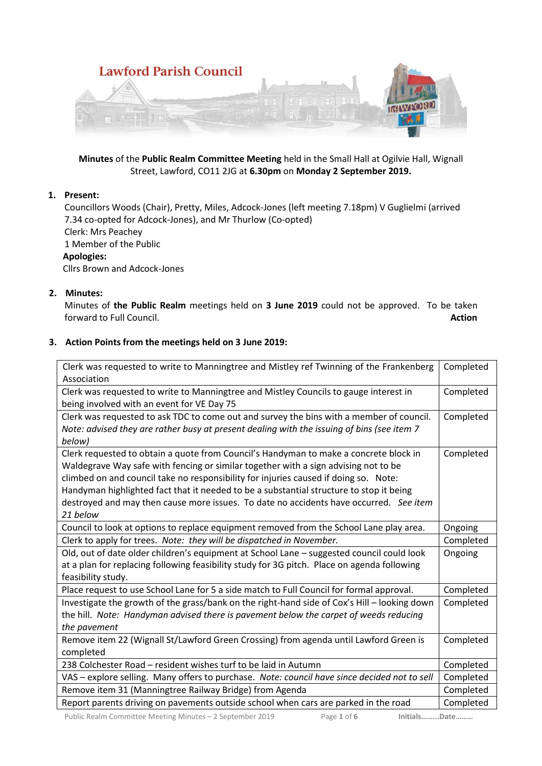# Lawford Parish Council

**Minutes** of the **Public Realm Committee Meeting** held in the Small Hall at Ogilvie Hall, Wignall Street, Lawford, CO11 2JG at **6.30pm** on **Monday 2 September 2019.**

1. **Present:**

   Councillors Woods (Chair), Pretty, Miles, Adcock-Jones (left meeting 7.18pm) V Guglielmi (arrived 7.34 co-opted for Adcock-Jones), and Mr Thurlow (Co-opted)
   
   Clerk: Mrs Peachey
   
   1 Member of the Public
   
   **Apologies:**
   
   Cllrs Brown and Adcock-Jones

2. **Minutes:**

   Minutes of **the Public Realm** meetings held on **3 June 2019** could not be approved. To be taken forward to Full Council. **Action**

3. **Action Points from the meetings held on 3 June 2019:**

| | |
|---|---|
| Clerk was requested to write to Manningtree and Mistley ref Twinning of the Frankenberg Association | Completed |
| Clerk was requested to write to Manningtree and Mistley Councils to gauge interest in being involved with an event for VE Day 75 | Completed |
| Clerk was requested to ask TDC to come out and survey the bins with a member of council. *Note: advised they are rather busy at present dealing with the issuing of bins (see item 7 below)* | Completed |
| Clerk requested to obtain a quote from Council's Handyman to make a concrete block in Waldegrave Way safe with fencing or similar together with a sign advising not to be climbed on and council take no responsibility for injuries caused if doing so. Note: Handyman highlighted fact that it needed to be a substantial structure to stop it being destroyed and may then cause more issues. To date no accidents have occurred. *See item 21 below* | Completed |
| Council to look at options to replace equipment removed from the School Lane play area. | Ongoing |
| Clerk to apply for trees. *Note: they will be dispatched in November.* | Completed |
| Old, out of date older children's equipment at School Lane – suggested council could look at a plan for replacing following feasibility study for 3G pitch. Place on agenda following feasibility study. | Ongoing |
| Place request to use School Lane for 5 a side match to Full Council for formal approval. | Completed |
| Investigate the growth of the grass/bank on the right-hand side of Cox's Hill – looking down the hill. *Note: Handyman advised there is pavement below the carpet of weeds reducing the pavement* | Completed |
| Remove item 22 (Wignall St/Lawford Green Crossing) from agenda until Lawford Green is completed | Completed |
| 238 Colchester Road – resident wishes turf to be laid in Autumn | Completed |
| VAS – explore selling. Many offers to purchase. *Note: council have since decided not to sell* | Completed |
| Remove item 31 (Manningtree Railway Bridge) from Agenda | Completed |
| Report parents driving on pavements outside school when cars are parked in the road | Completed |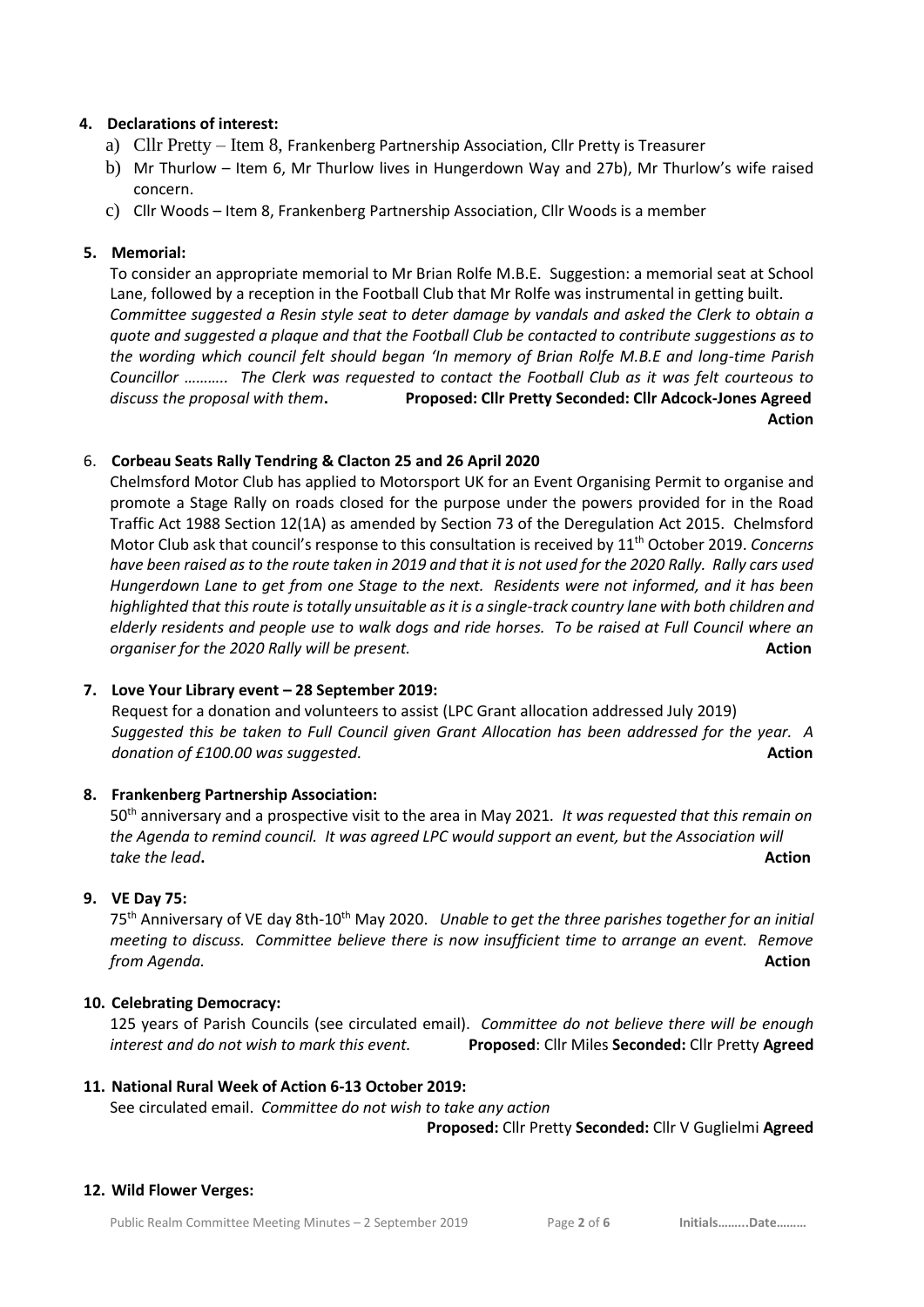**4. Declarations of interest:**

a) Cllr Pretty – Item 8, Frankenberg Partnership Association, Cllr Pretty is Treasurer

b) Mr Thurlow – Item 6, Mr Thurlow lives in Hungerdown Way and 27b), Mr Thurlow's wife raised concern.

c) Cllr Woods – Item 8, Frankenberg Partnership Association, Cllr Woods is a member

**5. Memorial:**

To consider an appropriate memorial to Mr Brian Rolfe M.B.E. Suggestion: a memorial seat at School Lane, followed by a reception in the Football Club that Mr Rolfe was instrumental in getting built. *Committee suggested a Resin style seat to deter damage by vandals and asked the Clerk to obtain a quote and suggested a plaque and that the Football Club be contacted to contribute suggestions as to the wording which council felt should began 'In memory of Brian Rolfe M.B.E and long-time Parish Councillor ……….. The Clerk was requested to contact the Football Club as it was felt courteous to discuss the proposal with them***.** **Proposed: Cllr Pretty Seconded: Cllr Adcock-Jones Agreed**

**Action**

6. **Corbeau Seats Rally Tendring & Clacton 25 and 26 April 2020**

Chelmsford Motor Club has applied to Motorsport UK for an Event Organising Permit to organise and promote a Stage Rally on roads closed for the purpose under the powers provided for in the Road Traffic Act 1988 Section 12(1A) as amended by Section 73 of the Deregulation Act 2015. Chelmsford Motor Club ask that council's response to this consultation is received by 11th October 2019. *Concerns have been raised as to the route taken in 2019 and that it is not used for the 2020 Rally. Rally cars used Hungerdown Lane to get from one Stage to the next. Residents were not informed, and it has been highlighted that this route is totally unsuitable as it is a single-track country lane with both children and elderly residents and people use to walk dogs and ride horses. To be raised at Full Council where an organiser for the 2020 Rally will be present.* **Action**

**7. Love Your Library event – 28 September 2019:**

Request for a donation and volunteers to assist (LPC Grant allocation addressed July 2019)
*Suggested this be taken to Full Council given Grant Allocation has been addressed for the year. A donation of £100.00 was suggested.* **Action**

**8. Frankenberg Partnership Association:**

50th anniversary and a prospective visit to the area in May 2021. *It was requested that this remain on the Agenda to remind council. It was agreed LPC would support an event, but the Association will take the lead***.** **Action**

**9. VE Day 75:**

75th Anniversary of VE day 8th-10th May 2020. *Unable to get the three parishes together for an initial meeting to discuss. Committee believe there is now insufficient time to arrange an event. Remove from Agenda.* **Action**

**10. Celebrating Democracy:**

125 years of Parish Councils (see circulated email). *Committee do not believe there will be enough interest and do not wish to mark this event.* **Proposed**: Cllr Miles **Seconded:** Cllr Pretty **Agreed**

**11. National Rural Week of Action 6-13 October 2019:**

See circulated email. *Committee do not wish to take any action*

**Proposed:** Cllr Pretty **Seconded:** Cllr V Guglielmi **Agreed**

**12. Wild Flower Verges:**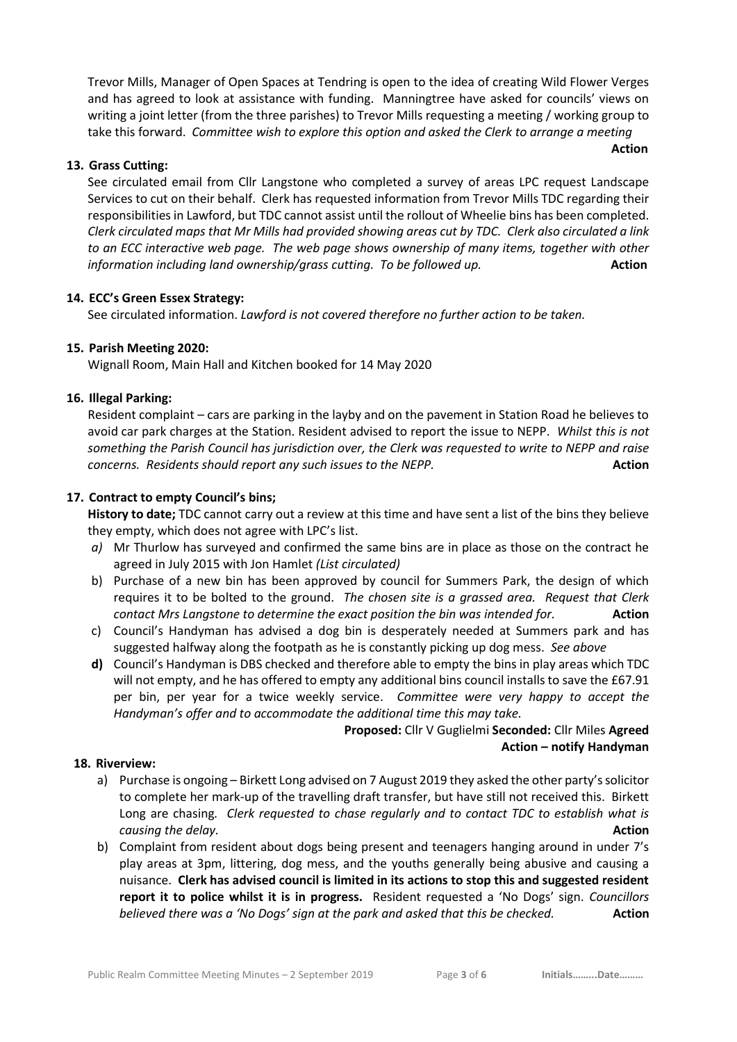Trevor Mills, Manager of Open Spaces at Tendring is open to the idea of creating Wild Flower Verges and has agreed to look at assistance with funding. Manningtree have asked for councils' views on writing a joint letter (from the three parishes) to Trevor Mills requesting a meeting / working group to take this forward. *Committee wish to explore this option and asked the Clerk to arrange a meeting*

**Action**

**13. Grass Cutting:**

See circulated email from Cllr Langstone who completed a survey of areas LPC request Landscape Services to cut on their behalf. Clerk has requested information from Trevor Mills TDC regarding their responsibilities in Lawford, but TDC cannot assist until the rollout of Wheelie bins has been completed. *Clerk circulated maps that Mr Mills had provided showing areas cut by TDC. Clerk also circulated a link to an ECC interactive web page. The web page shows ownership of many items, together with other information including land ownership/grass cutting. To be followed up.* **Action**

**14. ECC's Green Essex Strategy:**

See circulated information. *Lawford is not covered therefore no further action to be taken.*

**15. Parish Meeting 2020:**

Wignall Room, Main Hall and Kitchen booked for 14 May 2020

**16. Illegal Parking:**

Resident complaint – cars are parking in the layby and on the pavement in Station Road he believes to avoid car park charges at the Station. Resident advised to report the issue to NEPP. *Whilst this is not something the Parish Council has jurisdiction over, the Clerk was requested to write to NEPP and raise concerns. Residents should report any such issues to the NEPP.* **Action**

**17. Contract to empty Council's bins;**

**History to date;** TDC cannot carry out a review at this time and have sent a list of the bins they believe they empty, which does not agree with LPC's list.

*a)* Mr Thurlow has surveyed and confirmed the same bins are in place as those on the contract he agreed in July 2015 with Jon Hamlet *(List circulated)*

b) Purchase of a new bin has been approved by council for Summers Park, the design of which requires it to be bolted to the ground. *The chosen site is a grassed area. Request that Clerk contact Mrs Langstone to determine the exact position the bin was intended for.* **Action**

c) Council's Handyman has advised a dog bin is desperately needed at Summers park and has suggested halfway along the footpath as he is constantly picking up dog mess. *See above*

**d)** Council's Handyman is DBS checked and therefore able to empty the bins in play areas which TDC will not empty, and he has offered to empty any additional bins council installs to save the £67.91 per bin, per year for a twice weekly service. *Committee were very happy to accept the Handyman's offer and to accommodate the additional time this may take.*

**Proposed:** Cllr V Guglielmi **Seconded:** Cllr Miles **Agreed**

**Action – notify Handyman**

**18. Riverview:**

a) Purchase is ongoing – Birkett Long advised on 7 August 2019 they asked the other party's solicitor to complete her mark-up of the travelling draft transfer, but have still not received this. Birkett Long are chasing. *Clerk requested to chase regularly and to contact TDC to establish what is causing the delay.* **Action**

b) Complaint from resident about dogs being present and teenagers hanging around in under 7's play areas at 3pm, littering, dog mess, and the youths generally being abusive and causing a nuisance. **Clerk has advised council is limited in its actions to stop this and suggested resident report it to police whilst it is in progress.** Resident requested a 'No Dogs' sign. *Councillors believed there was a 'No Dogs' sign at the park and asked that this be checked.* **Action**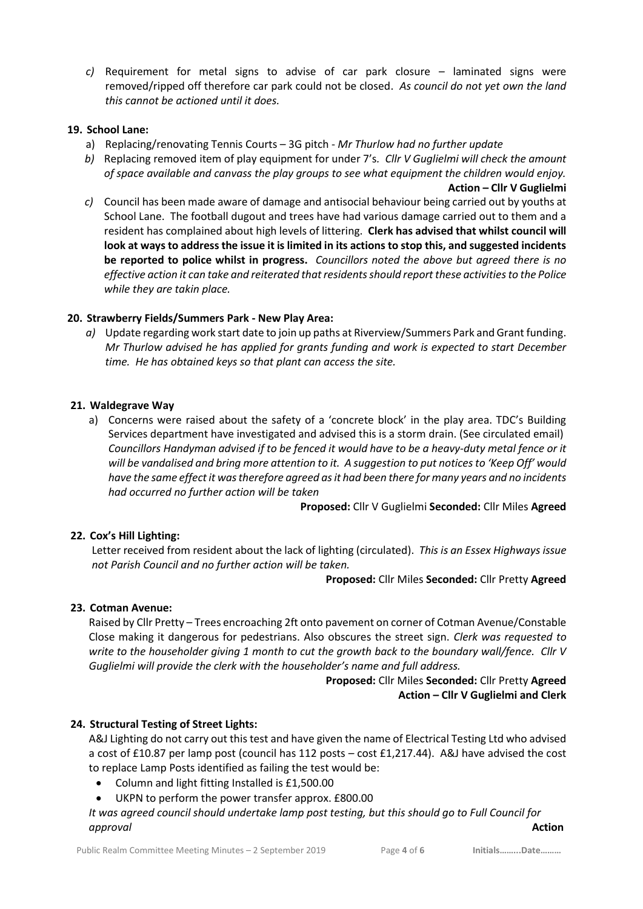*c)* Requirement for metal signs to advise of car park closure – laminated signs were removed/ripped off therefore car park could not be closed. *As council do not yet own the land this cannot be actioned until it does.*

**19. School Lane:**

a) Replacing/renovating Tennis Courts – 3G pitch - *Mr Thurlow had no further update*

*b)* Replacing removed item of play equipment for under 7's. *Cllr V Guglielmi will check the amount of space available and canvass the play groups to see what equipment the children would enjoy.*

**Action – Cllr V Guglielmi**

*c)* Council has been made aware of damage and antisocial behaviour being carried out by youths at School Lane. The football dugout and trees have had various damage carried out to them and a resident has complained about high levels of littering. **Clerk has advised that whilst council will look at ways to address the issue it is limited in its actions to stop this, and suggested incidents be reported to police whilst in progress.** *Councillors noted the above but agreed there is no effective action it can take and reiterated that residents should report these activities to the Police while they are takin place.*

**20. Strawberry Fields/Summers Park - New Play Area:**

*a)* Update regarding work start date to join up paths at Riverview/Summers Park and Grant funding. *Mr Thurlow advised he has applied for grants funding and work is expected to start December time. He has obtained keys so that plant can access the site.*

**21. Waldegrave Way**

a) Concerns were raised about the safety of a 'concrete block' in the play area. TDC's Building Services department have investigated and advised this is a storm drain. (See circulated email) *Councillors Handyman advised if to be fenced it would have to be a heavy-duty metal fence or it will be vandalised and bring more attention to it. A suggestion to put notices to 'Keep Off' would have the same effect it was therefore agreed as it had been there for many years and no incidents had occurred no further action will be taken*

**Proposed:** Cllr V Guglielmi **Seconded:** Cllr Miles **Agreed**

**22. Cox's Hill Lighting:**

Letter received from resident about the lack of lighting (circulated). *This is an Essex Highways issue not Parish Council and no further action will be taken.*

**Proposed:** Cllr Miles **Seconded:** Cllr Pretty **Agreed**

**23. Cotman Avenue:**

Raised by Cllr Pretty – Trees encroaching 2ft onto pavement on corner of Cotman Avenue/Constable Close making it dangerous for pedestrians. Also obscures the street sign. *Clerk was requested to write to the householder giving 1 month to cut the growth back to the boundary wall/fence. Cllr V Guglielmi will provide the clerk with the householder's name and full address.*

**Proposed:** Cllr Miles **Seconded:** Cllr Pretty **Agreed**

**Action – Cllr V Guglielmi and Clerk**

**24. Structural Testing of Street Lights:**

A&J Lighting do not carry out this test and have given the name of Electrical Testing Ltd who advised a cost of £10.87 per lamp post (council has 112 posts – cost £1,217.44). A&J have advised the cost to replace Lamp Posts identified as failing the test would be:

- Column and light fitting Installed is £1,500.00
- UKPN to perform the power transfer approx. £800.00

*It was agreed council should undertake lamp post testing, but this should go to Full Council for approval* **Action**

Public Realm Committee Meeting Minutes – 2 September 2019 **Initials……..Date………**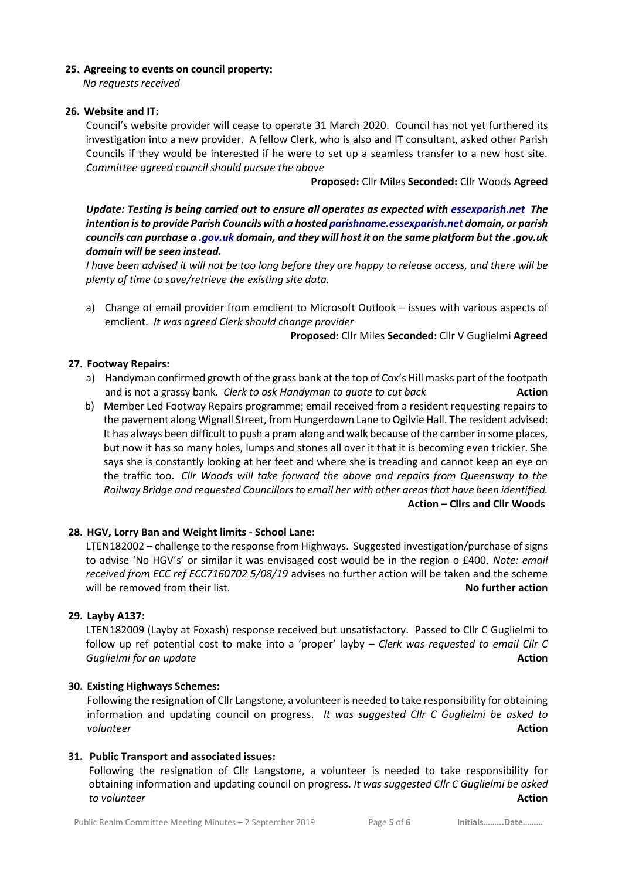## 25. Agreeing to events on council property:

*No requests received*

## 26. Website and IT:

Council's website provider will cease to operate 31 March 2020. Council has not yet furthered its investigation into a new provider. A fellow Clerk, who is also and IT consultant, asked other Parish Councils if they would be interested if he were to set up a seamless transfer to a new host site. *Committee agreed council should pursue the above*

**Proposed:** Cllr Miles **Seconded:** Cllr Woods **Agreed**

***Update: Testing is being carried out to ensure all operates as expected with essexparish.net The intention is to provide Parish Councils with a hosted parishname.essexparish.net domain, or parish councils can purchase a .gov.uk domain, and they will host it on the same platform but the .gov.uk domain will be seen instead.***

*I have been advised it will not be too long before they are happy to release access, and there will be plenty of time to save/retrieve the existing site data.*

a) Change of email provider from emclient to Microsoft Outlook – issues with various aspects of emclient. *It was agreed Clerk should change provider*

**Proposed:** Cllr Miles **Seconded:** Cllr V Guglielmi **Agreed**

## 27. Footway Repairs:

a) Handyman confirmed growth of the grass bank at the top of Cox's Hill masks part of the footpath and is not a grassy bank. *Clerk to ask Handyman to quote to cut back* **Action**

b) Member Led Footway Repairs programme; email received from a resident requesting repairs to the pavement along Wignall Street, from Hungerdown Lane to Ogilvie Hall. The resident advised: It has always been difficult to push a pram along and walk because of the camber in some places, but now it has so many holes, lumps and stones all over it that it is becoming even trickier. She says she is constantly looking at her feet and where she is treading and cannot keep an eye on the traffic too. *Cllr Woods will take forward the above and repairs from Queensway to the Railway Bridge and requested Councillors to email her with other areas that have been identified.*

**Action – Cllrs and Cllr Woods**

## 28. HGV, Lorry Ban and Weight limits - School Lane:

LTEN182002 – challenge to the response from Highways. Suggested investigation/purchase of signs to advise 'No HGV's' or similar it was envisaged cost would be in the region o £400. *Note: email received from ECC ref ECC7160702 5/08/19* advises no further action will be taken and the scheme will be removed from their list. **No further action**

## 29. Layby A137:

LTEN182009 (Layby at Foxash) response received but unsatisfactory. Passed to Cllr C Guglielmi to follow up ref potential cost to make into a 'proper' layby – *Clerk was requested to email Cllr C Guglielmi for an update* **Action**

## 30. Existing Highways Schemes:

Following the resignation of Cllr Langstone, a volunteer is needed to take responsibility for obtaining information and updating council on progress. *It was suggested Cllr C Guglielmi be asked to volunteer* **Action**

## 31. Public Transport and associated issues:

Following the resignation of Cllr Langstone, a volunteer is needed to take responsibility for obtaining information and updating council on progress. *It was suggested Cllr C Guglielmi be asked to volunteer* **Action**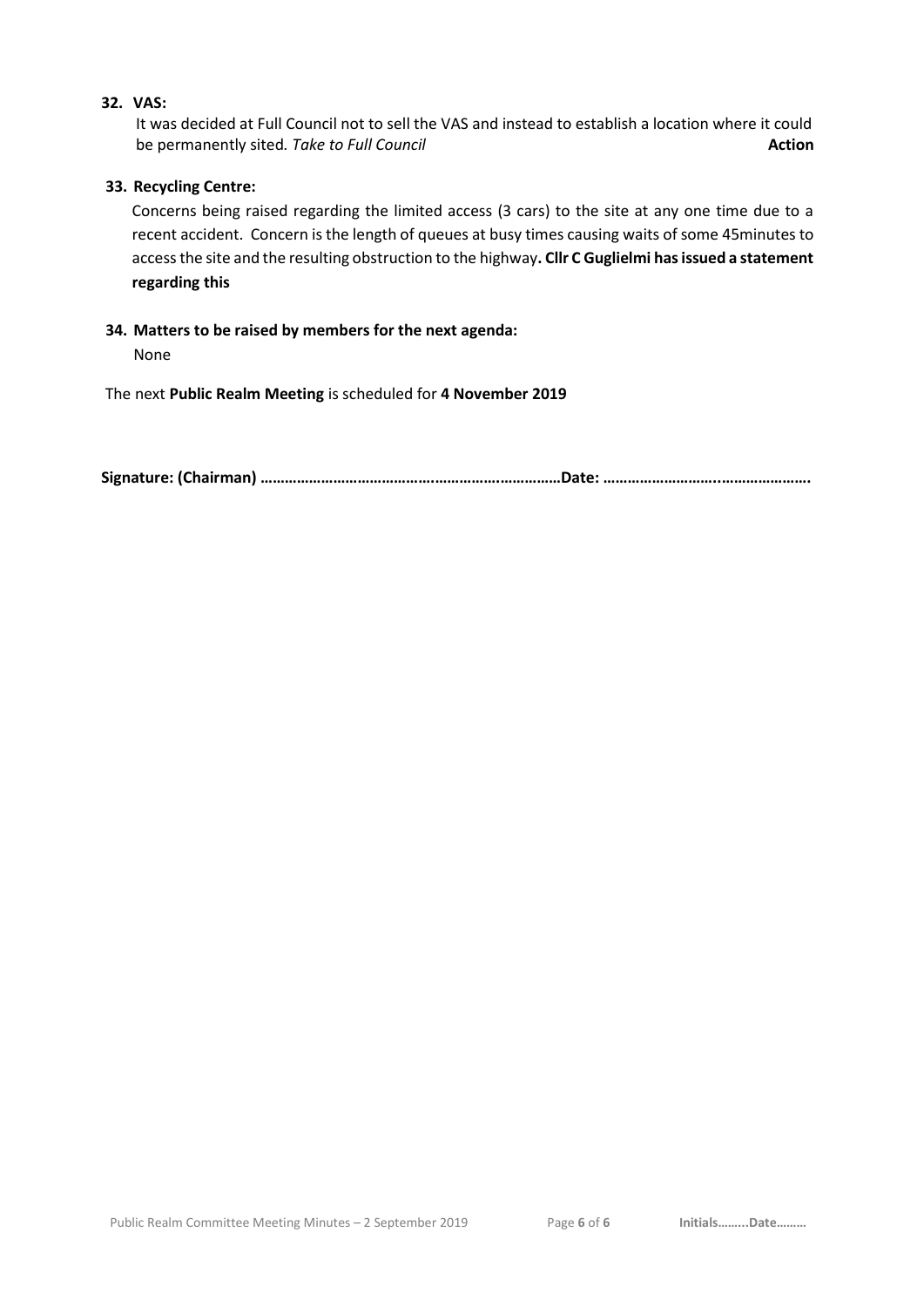**32. VAS:**

It was decided at Full Council not to sell the VAS and instead to establish a location where it could be permanently sited. *Take to Full Council* **Action**

**33. Recycling Centre:**

Concerns being raised regarding the limited access (3 cars) to the site at any one time due to a recent accident. Concern is the length of queues at busy times causing waits of some 45minutes to access the site and the resulting obstruction to the highway**. Cllr C Guglielmi has issued a statement regarding this**

**34. Matters to be raised by members for the next agenda:**

None

The next **Public Realm Meeting** is scheduled for **4 November 2019**

**Signature: (Chairman) ……………………………………………………………Date: …………………………………………….**